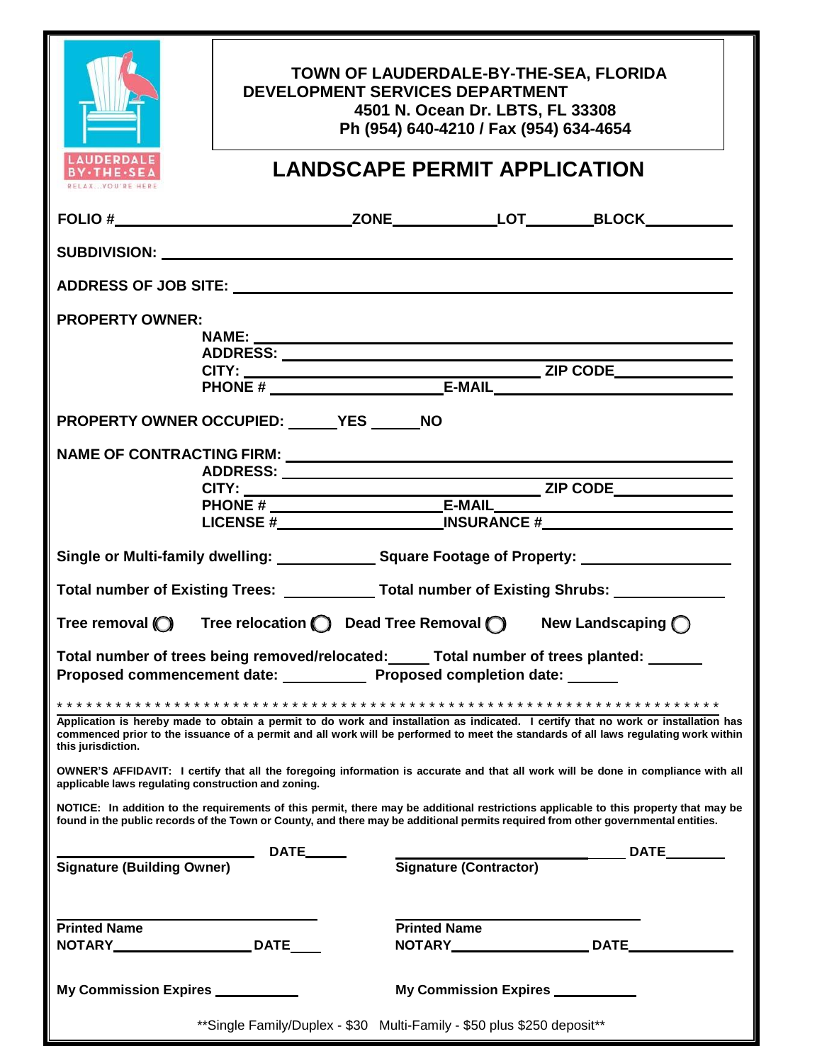LAUDERDALE BY-THE-SEA
RELAX...YOU'RE HERE

**TOWN OF LAUDERDALE-BY-THE-SEA, FLORIDA**
**DEVELOPMENT SERVICES DEPARTMENT**
**4501 N. Ocean Dr. LBTS, FL 33308**
**Ph (954) 640-4210 / Fax (954) 634-4654**

# LANDSCAPE PERMIT APPLICATION

**FOLIO #**_______________ **ZONE**_______ **LOT**_______ **BLOCK**_______

**SUBDIVISION:** _______________

**ADDRESS OF JOB SITE:** _______________

**PROPERTY OWNER:**

**NAME:** _______________
**ADDRESS:** _______________
**CITY:** _______________ **ZIP CODE**_______
**PHONE #** _______________ **E-MAIL**_______________

**PROPERTY OWNER OCCUPIED:** ______**YES** ______**NO**

**NAME OF CONTRACTING FIRM:** _______________

**ADDRESS:** _______________
**CITY:** _______________ **ZIP CODE**_______
**PHONE #** _______________ **E-MAIL**_______________
**LICENSE #**_______________ **INSURANCE #**_______________

**Single or Multi-family dwelling:** _______ **Square Footage of Property:** _______

**Total number of Existing Trees:** _______ **Total number of Existing Shrubs:** _______

**Tree removal** ◯ **Tree relocation** ◯ **Dead Tree Removal** ◯ **New Landscaping** ◯

**Total number of trees being removed/relocated:**_____ **Total number of trees planted:** ______
**Proposed commencement date:** _______ **Proposed completion date:** ______

* * * * * * * * * * * * * * * * * * * * * * * * * * * * * * * * * * * * * * * * * * * * * * * * * * * * * * * * * * * * * * * * * * * * * *

**Application is hereby made to obtain a permit to do work and installation as indicated. I certify that no work or installation has commenced prior to the issuance of a permit and all work will be performed to meet the standards of all laws regulating work within this jurisdiction.**

**OWNER'S AFFIDAVIT: I certify that all the foregoing information is accurate and that all work will be done in compliance with all applicable laws regulating construction and zoning.**

**NOTICE: In addition to the requirements of this permit, there may be additional restrictions applicable to this property that may be found in the public records of the Town or County, and there may be additional permits required from other governmental entities.**

_______________ **DATE**_____
**Signature (Building Owner)**

_______________ **DATE**_____
**Signature (Contractor)**

_______________
**Printed Name**
**NOTARY**_______________ **DATE**____

_______________
**Printed Name**
**NOTARY**_______________ **DATE**____

**My Commission Expires** _______

**My Commission Expires** _______

**Single Family/Duplex - $30 Multi-Family - $50 plus $250 deposit**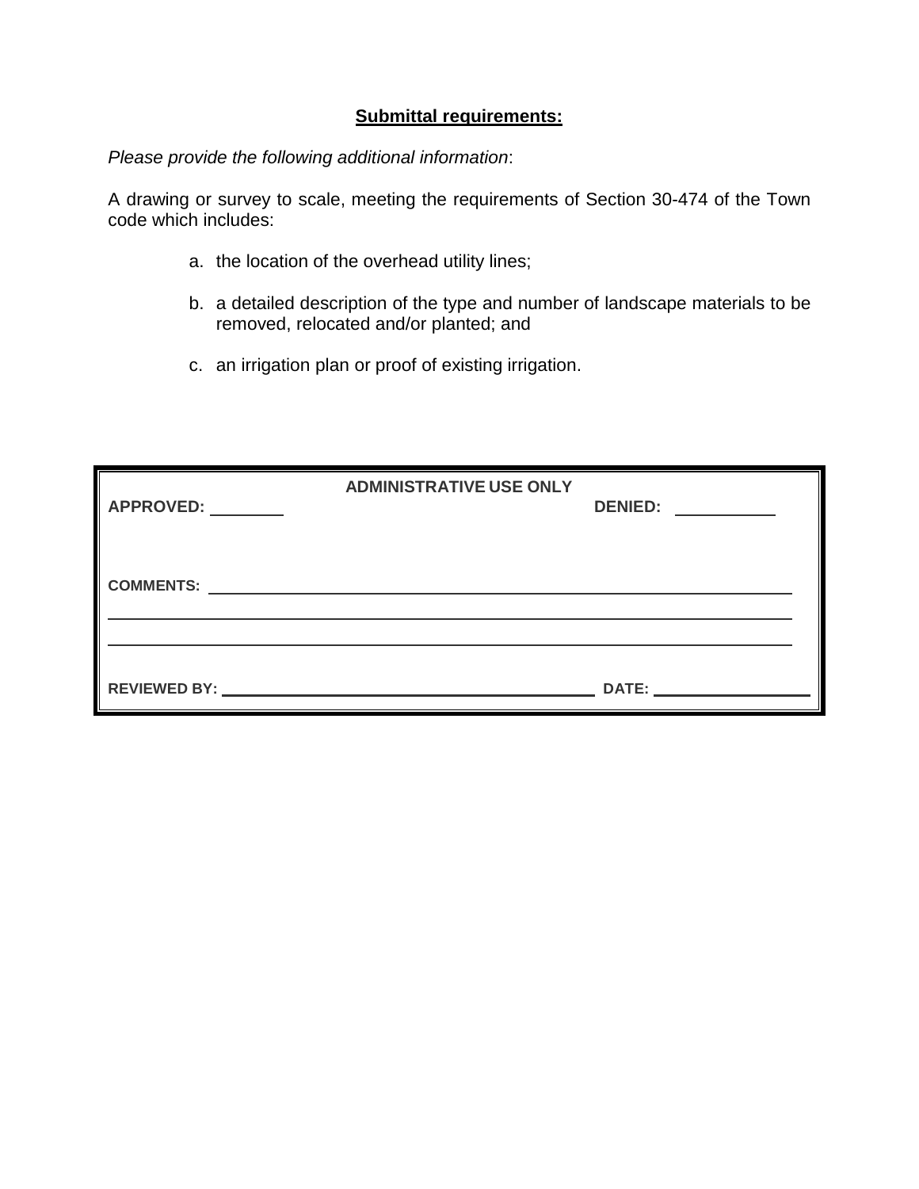**Submittal requirements:**

*Please provide the following additional information*:

A drawing or survey to scale, meeting the requirements of Section 30-474 of the Town code which includes:

a. the location of the overhead utility lines;

b. a detailed description of the type and number of landscape materials to be removed, relocated and/or planted; and

c. an irrigation plan or proof of existing irrigation.

**ADMINISTRATIVE USE ONLY**

**APPROVED:** ________ **DENIED:** ___________

**COMMENTS:** ____________________________________________________________

______________________________________________________________________

______________________________________________________________________

**REVIEWED BY:** ________________________________________ **DATE:** __________________